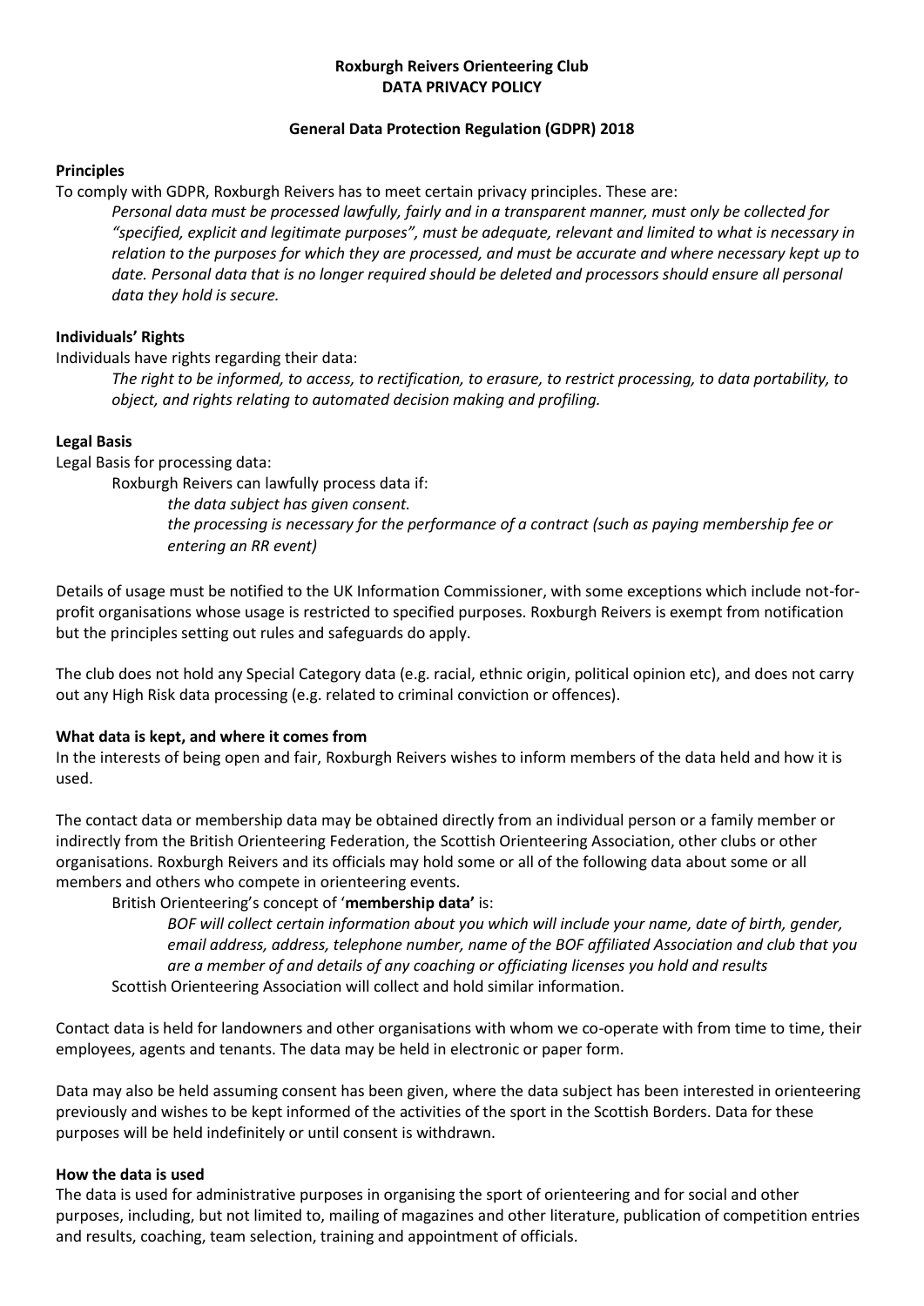# Roxburgh Reivers Orienteering Club
# DATA PRIVACY POLICY

## General Data Protection Regulation (GDPR) 2018

**Principles**

To comply with GDPR, Roxburgh Reivers has to meet certain privacy principles. These are:

> *Personal data must be processed lawfully, fairly and in a transparent manner, must only be collected for "specified, explicit and legitimate purposes", must be adequate, relevant and limited to what is necessary in relation to the purposes for which they are processed, and must be accurate and where necessary kept up to date. Personal data that is no longer required should be deleted and processors should ensure all personal data they hold is secure.*

**Individuals' Rights**

Individuals have rights regarding their data:

> *The right to be informed, to access, to rectification, to erasure, to restrict processing, to data portability, to object, and rights relating to automated decision making and profiling.*

**Legal Basis**

Legal Basis for processing data:

> Roxburgh Reivers can lawfully process data if:
>
> > *the data subject has given consent.*
> >
> > *the processing is necessary for the performance of a contract (such as paying membership fee or entering an RR event)*

Details of usage must be notified to the UK Information Commissioner, with some exceptions which include not-for-profit organisations whose usage is restricted to specified purposes. Roxburgh Reivers is exempt from notification but the principles setting out rules and safeguards do apply.

The club does not hold any Special Category data (e.g. racial, ethnic origin, political opinion etc), and does not carry out any High Risk data processing (e.g. related to criminal conviction or offences).

**What data is kept, and where it comes from**

In the interests of being open and fair, Roxburgh Reivers wishes to inform members of the data held and how it is used.

The contact data or membership data may be obtained directly from an individual person or a family member or indirectly from the British Orienteering Federation, the Scottish Orienteering Association, other clubs or other organisations. Roxburgh Reivers and its officials may hold some or all of the following data about some or all members and others who compete in orienteering events.

> British Orienteering's concept of '**membership data**' is:
>
> > *BOF will collect certain information about you which will include your name, date of birth, gender, email address, address, telephone number, name of the BOF affiliated Association and club that you are a member of and details of any coaching or officiating licenses you hold and results*
>
> Scottish Orienteering Association will collect and hold similar information.

Contact data is held for landowners and other organisations with whom we co-operate with from time to time, their employees, agents and tenants. The data may be held in electronic or paper form.

Data may also be held assuming consent has been given, where the data subject has been interested in orienteering previously and wishes to be kept informed of the activities of the sport in the Scottish Borders. Data for these purposes will be held indefinitely or until consent is withdrawn.

**How the data is used**

The data is used for administrative purposes in organising the sport of orienteering and for social and other purposes, including, but not limited to, mailing of magazines and other literature, publication of competition entries and results, coaching, team selection, training and appointment of officials.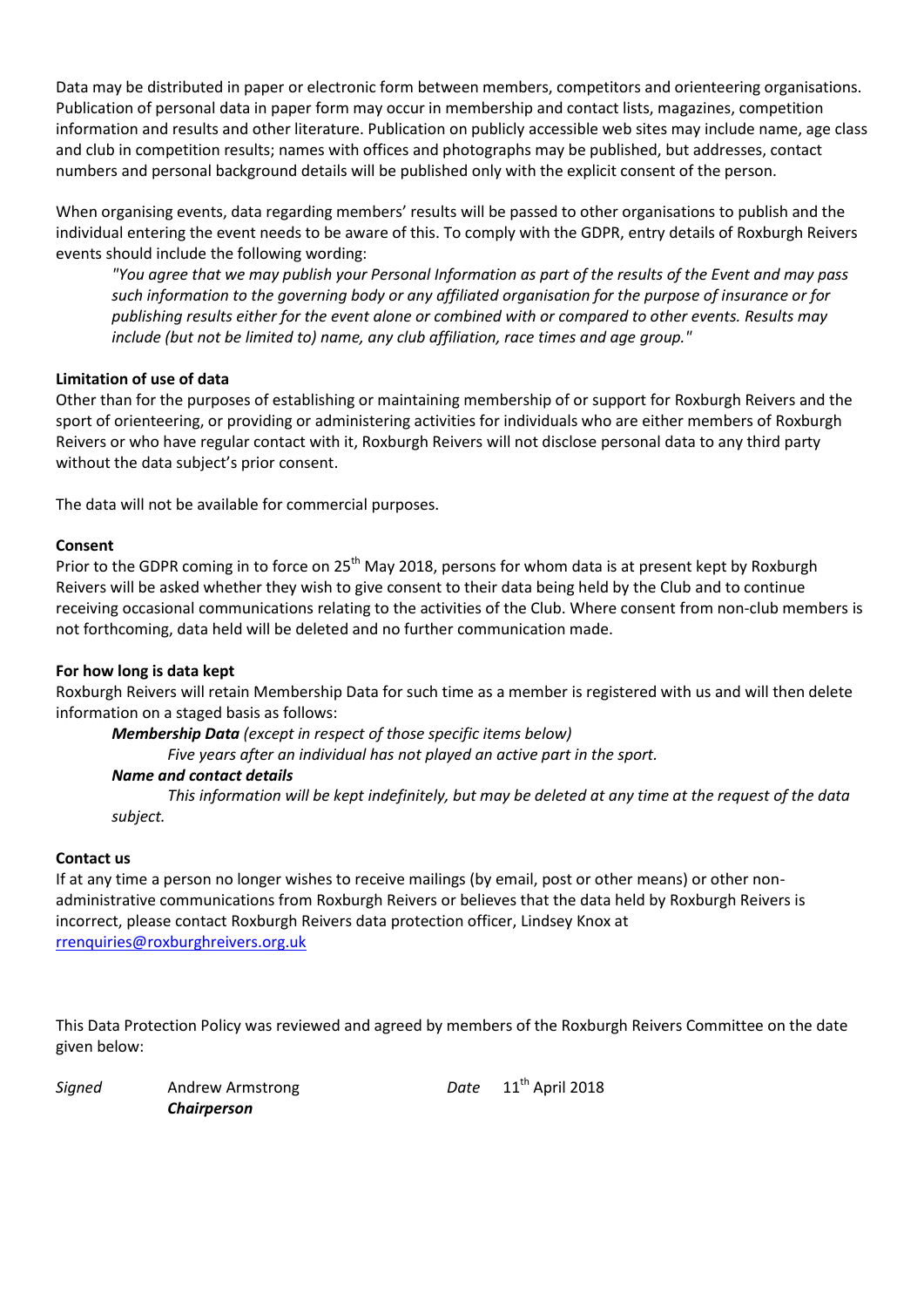Data may be distributed in paper or electronic form between members, competitors and orienteering organisations. Publication of personal data in paper form may occur in membership and contact lists, magazines, competition information and results and other literature. Publication on publicly accessible web sites may include name, age class and club in competition results; names with offices and photographs may be published, but addresses, contact numbers and personal background details will be published only with the explicit consent of the person.

When organising events, data regarding members' results will be passed to other organisations to publish and the individual entering the event needs to be aware of this. To comply with the GDPR, entry details of Roxburgh Reivers events should include the following wording:

> *"You agree that we may publish your Personal Information as part of the results of the Event and may pass such information to the governing body or any affiliated organisation for the purpose of insurance or for publishing results either for the event alone or combined with or compared to other events. Results may include (but not be limited to) name, any club affiliation, race times and age group."*

**Limitation of use of data**

Other than for the purposes of establishing or maintaining membership of or support for Roxburgh Reivers and the sport of orienteering, or providing or administering activities for individuals who are either members of Roxburgh Reivers or who have regular contact with it, Roxburgh Reivers will not disclose personal data to any third party without the data subject's prior consent.

The data will not be available for commercial purposes.

**Consent**

Prior to the GDPR coming in to force on 25th May 2018, persons for whom data is at present kept by Roxburgh Reivers will be asked whether they wish to give consent to their data being held by the Club and to continue receiving occasional communications relating to the activities of the Club. Where consent from non-club members is not forthcoming, data held will be deleted and no further communication made.

**For how long is data kept**

Roxburgh Reivers will retain Membership Data for such time as a member is registered with us and will then delete information on a staged basis as follows:

***Membership Data*** *(except in respect of those specific items below)*

*Five years after an individual has not played an active part in the sport.*

***Name and contact details***

*This information will be kept indefinitely, but may be deleted at any time at the request of the data subject.*

**Contact us**

If at any time a person no longer wishes to receive mailings (by email, post or other means) or other non-administrative communications from Roxburgh Reivers or believes that the data held by Roxburgh Reivers is incorrect, please contact Roxburgh Reivers data protection officer, Lindsey Knox at rrenquiries@roxburghreivers.org.uk

This Data Protection Policy was reviewed and agreed by members of the Roxburgh Reivers Committee on the date given below:

*Signed* Andrew Armstrong *Date* 11th April 2018
***Chairperson***